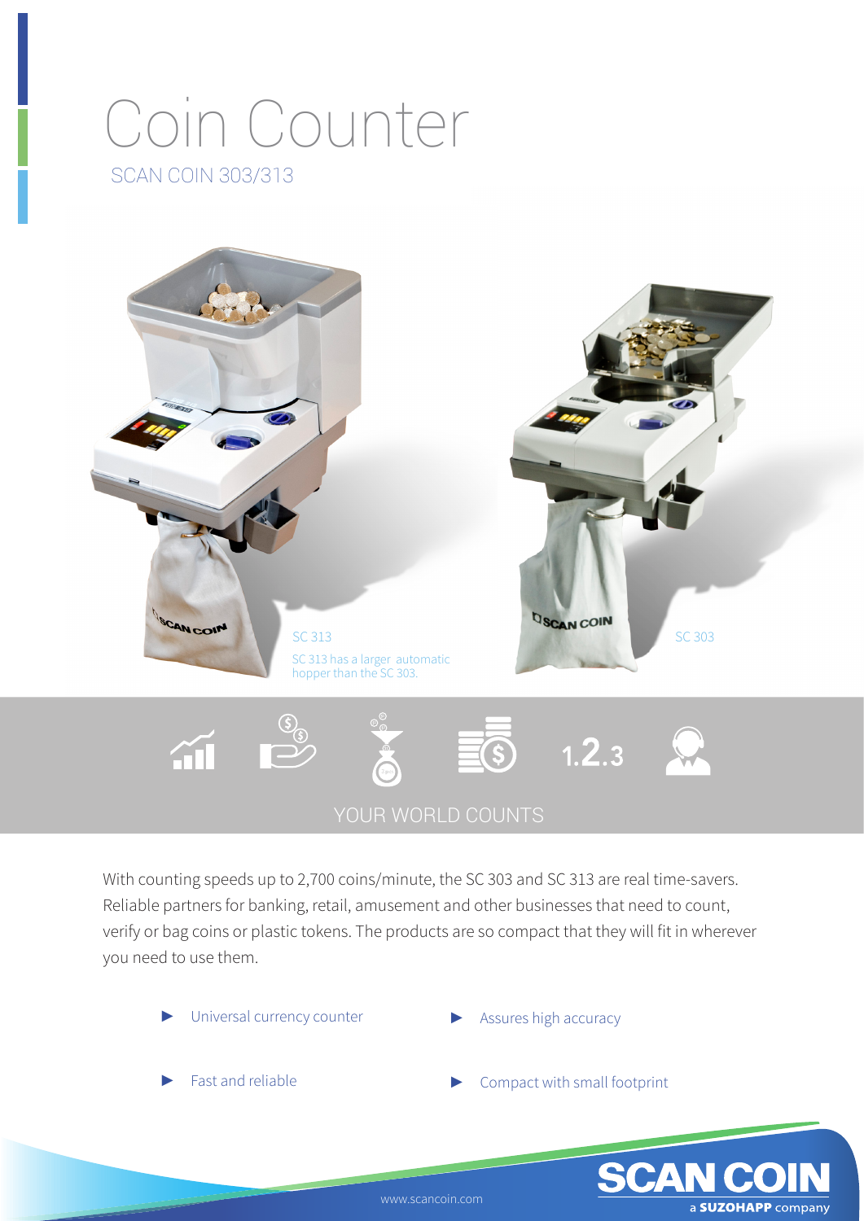# Coin Counter

## SCAN COIN 303/313

SC 313

SC 313 has a larger automatic hopper than the SC 303.

SC 303

YOUR WORLD COUNTS

With counting speeds up to 2,700 coins/minute, the SC 303 and SC 313 are real time-savers. Reliable partners for banking, retail, amusement and other businesses that need to count, verify or bag coins or plastic tokens. The products are so compact that they will fit in wherever you need to use them.

- Universal currency counter
- Assures high accuracy
- Fast and reliable
- Compact with small footprint

www.scancoin.com

SCAN COIN a SUZOHAPP company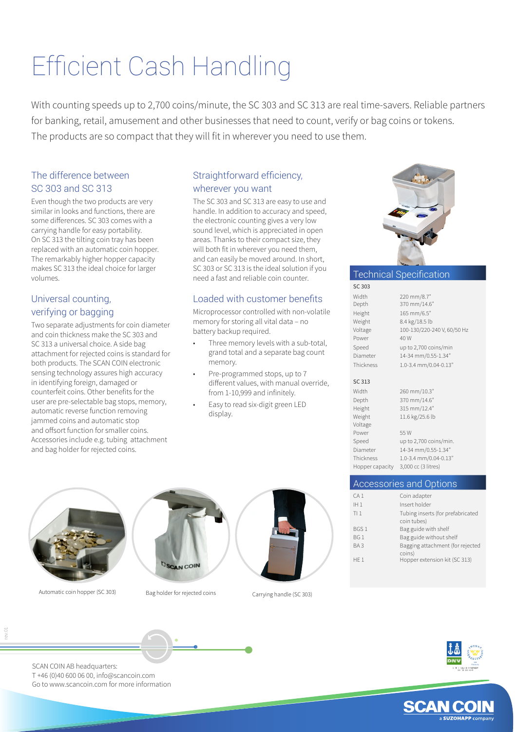# Efficient Cash Handling

With counting speeds up to 2,700 coins/minute, the SC 303 and SC 313 are real time-savers. Reliable partners for banking, retail, amusement and other businesses that need to count, verify or bag coins or tokens. The products are so compact that they will fit in wherever you need to use them.

## The difference between SC 303 and SC 313

Even though the two products are very similar in looks and functions, there are some differences. SC 303 comes with a carrying handle for easy portability. On SC 313 the tilting coin tray has been replaced with an automatic coin hopper. The remarkably higher hopper capacity makes SC 313 the ideal choice for larger volumes.

## Universal counting, verifying or bagging

Two separate adjustments for coin diameter and coin thickness make the SC 303 and SC 313 a universal choice. A side bag attachment for rejected coins is standard for both products. The SCAN COIN electronic sensing technology assures high accuracy in identifying foreign, damaged or counterfeit coins. Other benefits for the user are pre-selectable bag stops, memory, automatic reverse function removing jammed coins and automatic stop and offsort function for smaller coins. Accessories include e.g. tubing attachment and bag holder for rejected coins.

## Straightforward efficiency, wherever you want

The SC 303 and SC 313 are easy to use and handle. In addition to accuracy and speed, the electronic counting gives a very low sound level, which is appreciated in open areas. Thanks to their compact size, they will both fit in wherever you need them, and can easily be moved around. In short, SC 303 or SC 313 is the ideal solution if you need a fast and reliable coin counter.

## Loaded with customer benefits

Microprocessor controlled with non-volatile memory for storing all vital data – no battery backup required.

- Three memory levels with a sub-total, grand total and a separate bag count memory.
- Pre-programmed stops, up to 7 different values, with manual override, from 1-10,999 and infinitely.
- Easy to read six-digit green LED display.

## Technical Specification

**SC 303**

| | |
|---|---|
| Width | 220 mm/8.7" |
| Depth | 370 mm/14.6" |
| Height | 165 mm/6.5" |
| Weight | 8.4 kg/18.5 lb |
| Voltage | 100-130/220-240 V, 60/50 Hz |
| Power | 40 W |
| Speed | up to 2,700 coins/min |
| Diameter | 14-34 mm/0.55-1.34" |
| Thickness | 1.0-3.4 mm/0.04-0.13" |

**SC 313**

| | |
|---|---|
| Width | 260 mm/10.3" |
| Depth | 370 mm/14.6" |
| Height | 315 mm/12.4" |
| Weight | 11.6 kg/25.6 lb |
| Voltage | |
| Power | 55 W |
| Speed | up to 2,700 coins/min. |
| Diameter | 14-34 mm/0.55-1.34" |
| Thickness | 1.0-3.4 mm/0.04-0.13" |
| Hopper capacity | 3,000 cc (3 litres) |

## Accessories and Options

| | |
|---|---|
| CA 1 | Coin adapter |
| IH 1 | Insert holder |
| TI 1 | Tubing inserts (for prefabricated coin tubes) |
| BGS 1 | Bag guide with shelf |
| BG 1 | Bag guide without shelf |
| BA 3 | Bagging attachment (for rejected coins) |
| HE 1 | Hopper extension kit (SC 313) |

Automatic coin hopper (SC 303)

Bag holder for rejected coins

Carrying handle (SC 303)

SCAN COIN AB headquarters:
T +46 (0)40 600 06 00, info@scancoin.com
Go to www.scancoin.com for more information

SCAN COIN
a SUZOHAPP company